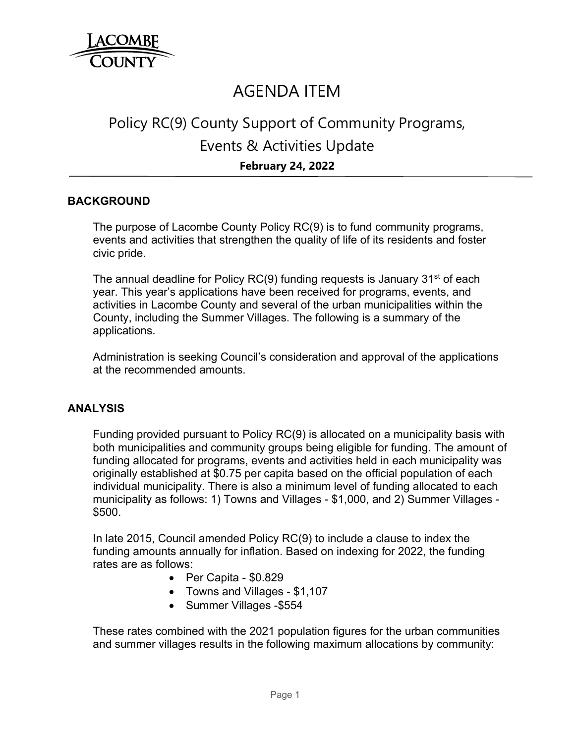LACOMBE COUNTY

# AGENDA ITEM

## Policy RC(9) County Support of Community Programs, Events & Activities Update

**February 24, 2022**

### BACKGROUND

The purpose of Lacombe County Policy RC(9) is to fund community programs, events and activities that strengthen the quality of life of its residents and foster civic pride.

The annual deadline for Policy RC(9) funding requests is January 31st of each year. This year's applications have been received for programs, events, and activities in Lacombe County and several of the urban municipalities within the County, including the Summer Villages. The following is a summary of the applications.

Administration is seeking Council's consideration and approval of the applications at the recommended amounts.

### ANALYSIS

Funding provided pursuant to Policy RC(9) is allocated on a municipality basis with both municipalities and community groups being eligible for funding. The amount of funding allocated for programs, events and activities held in each municipality was originally established at $0.75 per capita based on the official population of each individual municipality. There is also a minimum level of funding allocated to each municipality as follows: 1) Towns and Villages - $1,000, and 2) Summer Villages - $500.

In late 2015, Council amended Policy RC(9) to include a clause to index the funding amounts annually for inflation. Based on indexing for 2022, the funding rates are as follows:

- Per Capita - $0.829
- Towns and Villages - $1,107
- Summer Villages -$554

These rates combined with the 2021 population figures for the urban communities and summer villages results in the following maximum allocations by community: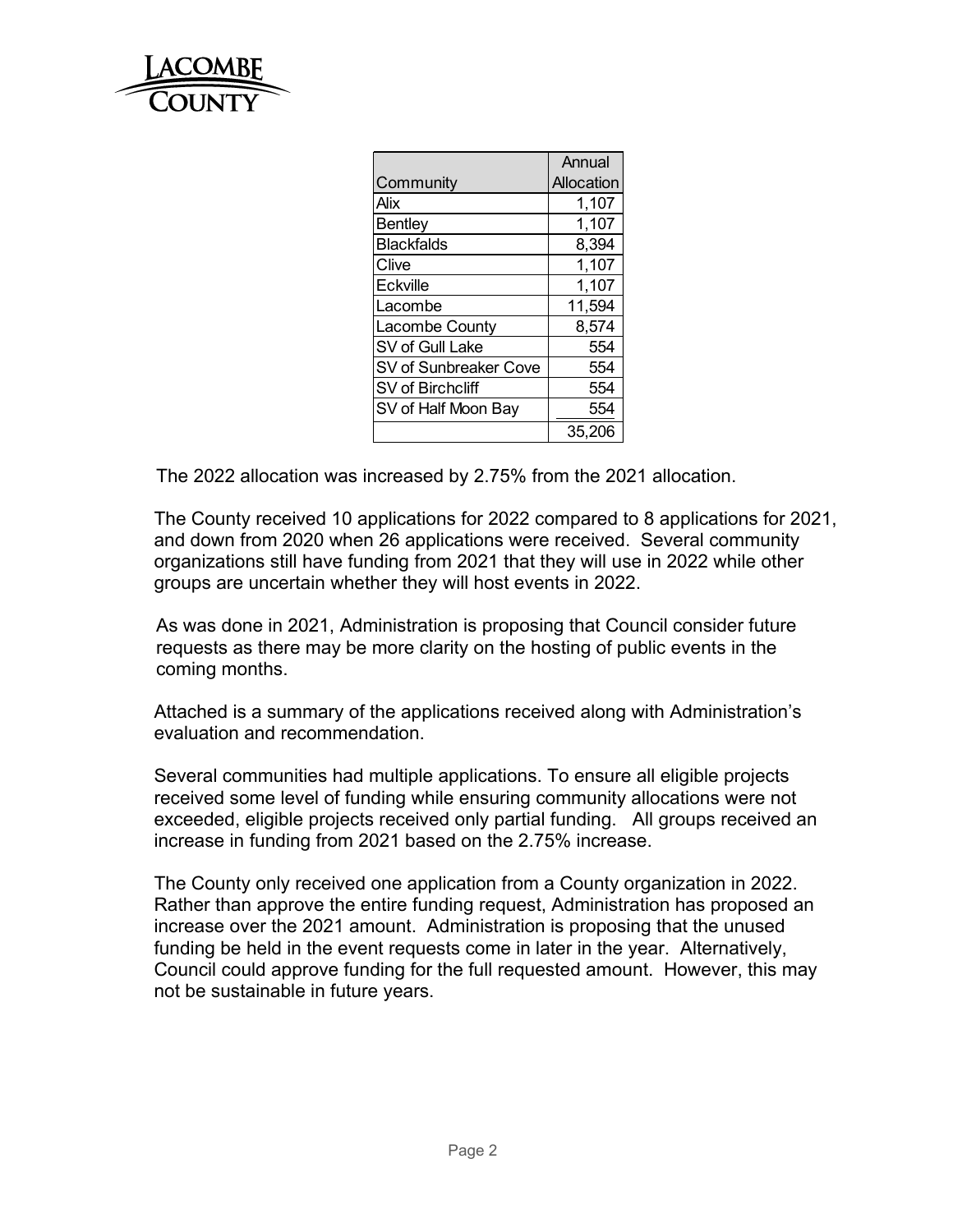| Community | Annual Allocation |
|---|---|
| Alix | 1,107 |
| Bentley | 1,107 |
| Blackfalds | 8,394 |
| Clive | 1,107 |
| Eckville | 1,107 |
| Lacombe | 11,594 |
| Lacombe County | 8,574 |
| SV of Gull Lake | 554 |
| SV of Sunbreaker Cove | 554 |
| SV of Birchcliff | 554 |
| SV of Half Moon Bay | 554 |
| | 35,206 |

The 2022 allocation was increased by 2.75% from the 2021 allocation.

The County received 10 applications for 2022 compared to 8 applications for 2021, and down from 2020 when 26 applications were received. Several community organizations still have funding from 2021 that they will use in 2022 while other groups are uncertain whether they will host events in 2022.

As was done in 2021, Administration is proposing that Council consider future requests as there may be more clarity on the hosting of public events in the coming months.

Attached is a summary of the applications received along with Administration's evaluation and recommendation.

Several communities had multiple applications. To ensure all eligible projects received some level of funding while ensuring community allocations were not exceeded, eligible projects received only partial funding. All groups received an increase in funding from 2021 based on the 2.75% increase.

The County only received one application from a County organization in 2022. Rather than approve the entire funding request, Administration has proposed an increase over the 2021 amount. Administration is proposing that the unused funding be held in the event requests come in later in the year. Alternatively, Council could approve funding for the full requested amount. However, this may not be sustainable in future years.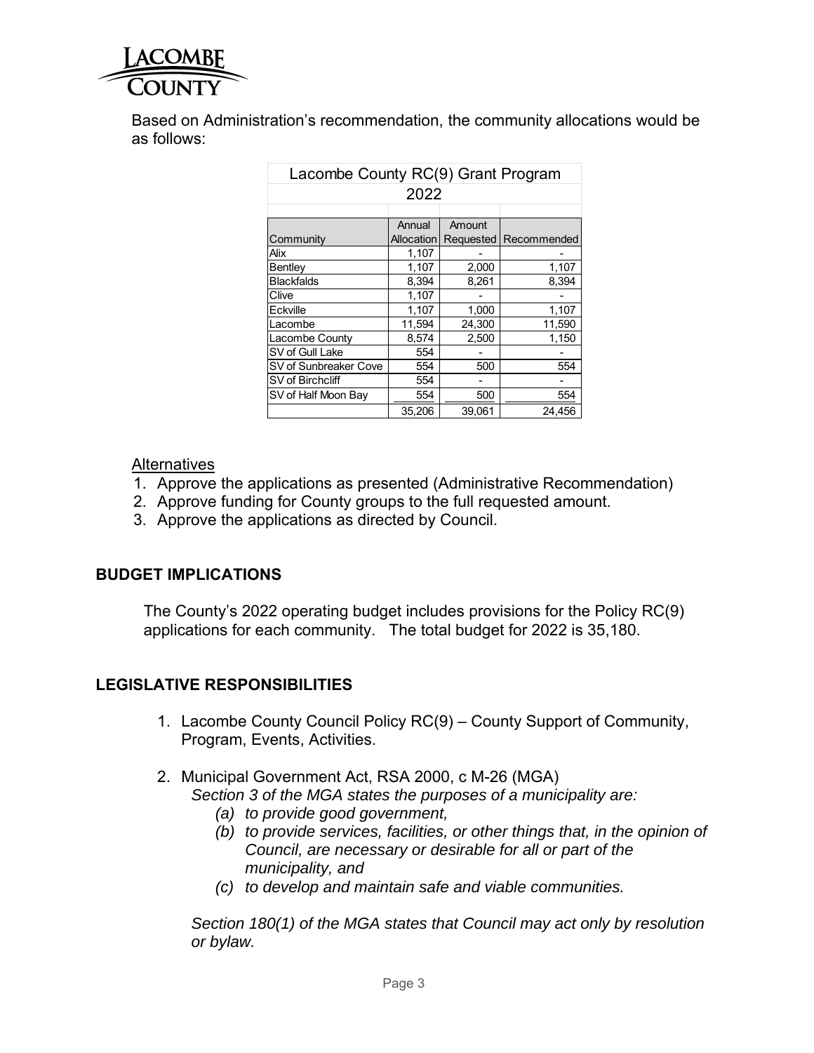Based on Administration's recommendation, the community allocations would be as follows:

| Lacombe County RC(9) Grant Program 2022 | | | |
|---|---|---|---|
| Community | Annual Allocation | Amount Requested | Recommended |
| Alix | 1,107 | - | - |
| Bentley | 1,107 | 2,000 | 1,107 |
| Blackfalds | 8,394 | 8,261 | 8,394 |
| Clive | 1,107 | - | - |
| Eckville | 1,107 | 1,000 | 1,107 |
| Lacombe | 11,594 | 24,300 | 11,590 |
| Lacombe County | 8,574 | 2,500 | 1,150 |
| SV of Gull Lake | 554 | - | - |
| SV of Sunbreaker Cove | 554 | 500 | 554 |
| SV of Birchcliff | 554 | - | - |
| SV of Half Moon Bay | 554 | 500 | 554 |
| | 35,206 | 39,061 | 24,456 |

<u>Alternatives</u>

1. Approve the applications as presented (Administrative Recommendation)
2. Approve funding for County groups to the full requested amount.
3. Approve the applications as directed by Council.

## BUDGET IMPLICATIONS

The County's 2022 operating budget includes provisions for the Policy RC(9) applications for each community. The total budget for 2022 is 35,180.

## LEGISLATIVE RESPONSIBILITIES

1. Lacombe County Council Policy RC(9) – County Support of Community, Program, Events, Activities.

2. Municipal Government Act, RSA 2000, c M-26 (MGA)
   *Section 3 of the MGA states the purposes of a municipality are:*
   *(a) to provide good government,*
   *(b) to provide services, facilities, or other things that, in the opinion of Council, are necessary or desirable for all or part of the municipality, and*
   *(c) to develop and maintain safe and viable communities.*

   *Section 180(1) of the MGA states that Council may act only by resolution or bylaw.*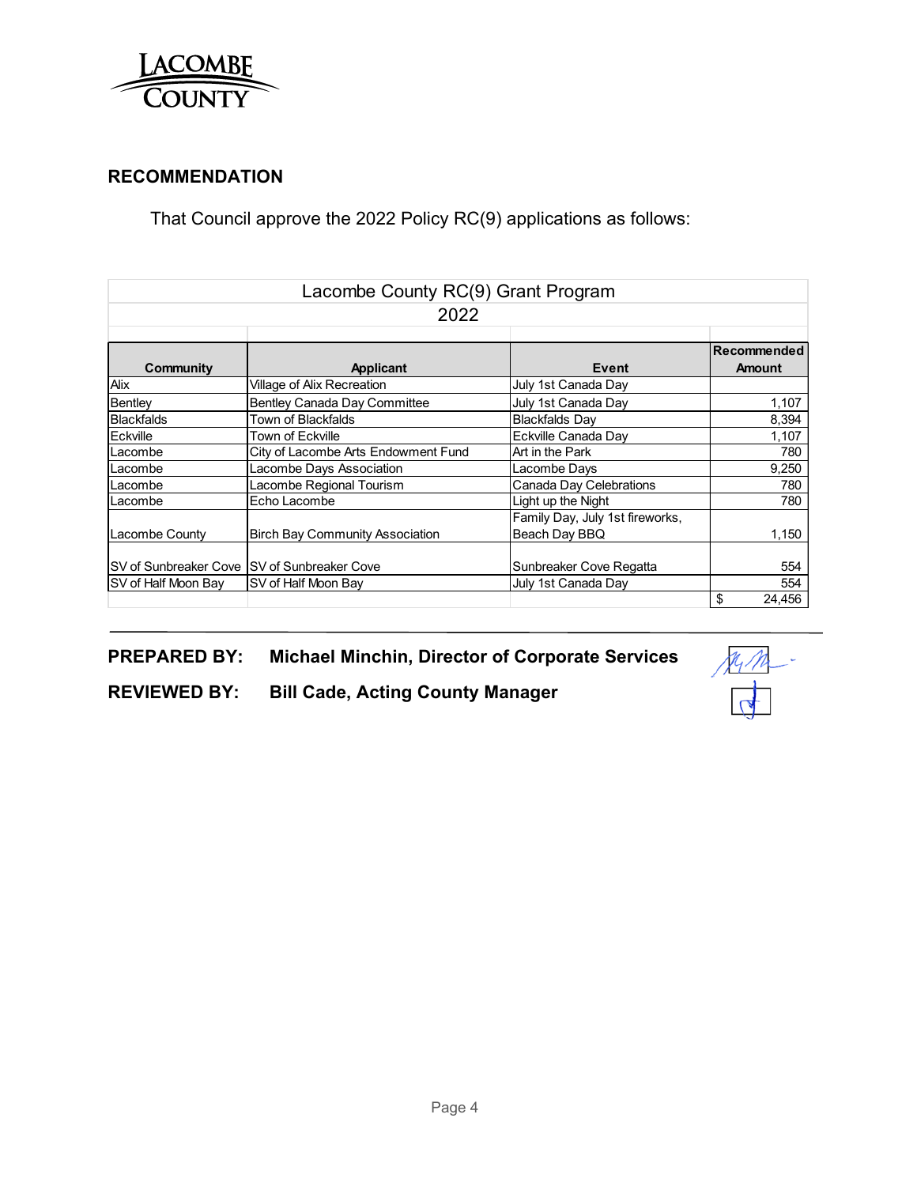LACOMBE COUNTY

## RECOMMENDATION

That Council approve the 2022 Policy RC(9) applications as follows:

| Lacombe County RC(9) Grant Program | | | |
|---|---|---|---|
| 2022 | | | |
| **Community** | **Applicant** | **Event** | **Recommended Amount** |
| Alix | Village of Alix Recreation | July 1st Canada Day | |
| Bentley | Bentley Canada Day Committee | July 1st Canada Day | 1,107 |
| Blackfalds | Town of Blackfalds | Blackfalds Day | 8,394 |
| Eckville | Town of Eckville | Eckville Canada Day | 1,107 |
| Lacombe | City of Lacombe Arts Endowment Fund | Art in the Park | 780 |
| Lacombe | Lacombe Days Association | Lacombe Days | 9,250 |
| Lacombe | Lacombe Regional Tourism | Canada Day Celebrations | 780 |
| Lacombe | Echo Lacombe | Light up the Night | 780 |
| Lacombe County | Birch Bay Community Association | Family Day, July 1st fireworks, Beach Day BBQ | 1,150 |
| SV of Sunbreaker Cove | SV of Sunbreaker Cove | Sunbreaker Cove Regatta | 554 |
| SV of Half Moon Bay | SV of Half Moon Bay | July 1st Canada Day | 554 |
| | | | $ 24,456 |

**PREPARED BY:** **Michael Minchin, Director of Corporate Services**

**REVIEWED BY:** **Bill Cade, Acting County Manager**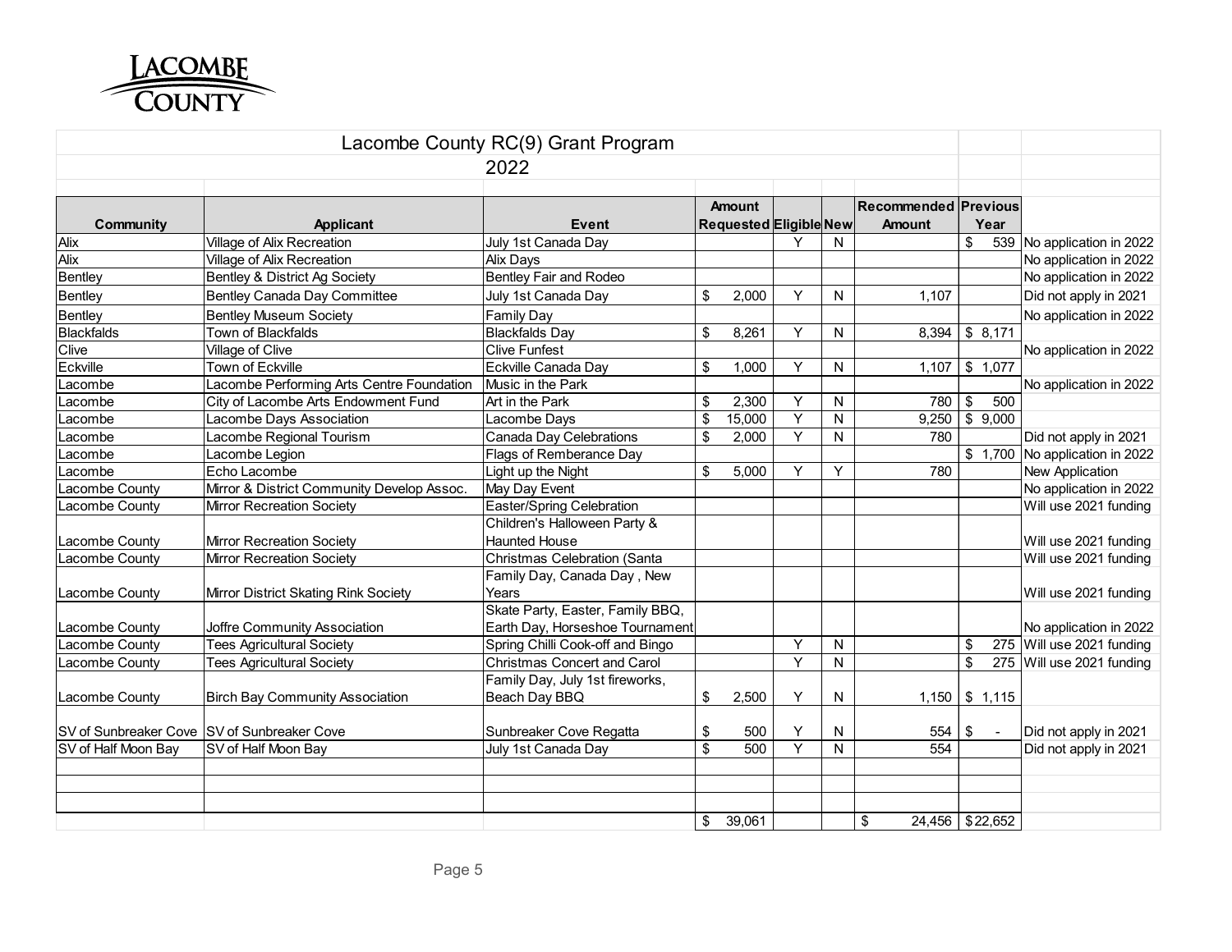LACOMBE COUNTY

# Lacombe County RC(9) Grant Program

## 2022

| Community | Applicant | Event | Amount Requested | Eligible | New | Recommended Amount | Previous Year | |
|---|---|---|---|---|---|---|---|---|
| Alix | Village of Alix Recreation | July 1st Canada Day | | Y | N | | $ 539 | No application in 2022 |
| Alix | Village of Alix Recreation | Alix Days | | | | | | No application in 2022 |
| Bentley | Bentley & District Ag Society | Bentley Fair and Rodeo | | | | | | No application in 2022 |
| Bentley | Bentley Canada Day Committee | July 1st Canada Day | $ 2,000 | Y | N | 1,107 | | Did not apply in 2021 |
| Bentley | Bentley Museum Society | Family Day | | | | | | No application in 2022 |
| Blackfalds | Town of Blackfalds | Blackfalds Day | $ 8,261 | Y | N | 8,394 | $ 8,171 | |
| Clive | Village of Clive | Clive Funfest | | | | | | No application in 2022 |
| Eckville | Town of Eckville | Eckville Canada Day | $ 1,000 | Y | N | 1,107 | $ 1,077 | |
| Lacombe | Lacombe Performing Arts Centre Foundation | Music in the Park | | | | | | No application in 2022 |
| Lacombe | City of Lacombe Arts Endowment Fund | Art in the Park | $ 2,300 | Y | N | 780 | $ 500 | |
| Lacombe | Lacombe Days Association | Lacombe Days | $ 15,000 | Y | N | 9,250 | $ 9,000 | |
| Lacombe | Lacombe Regional Tourism | Canada Day Celebrations | $ 2,000 | Y | N | 780 | | Did not apply in 2021 |
| Lacombe | Lacombe Legion | Flags of Remberance Day | | | | | $ 1,700 | No application in 2022 |
| Lacombe | Echo Lacombe | Light up the Night | $ 5,000 | Y | Y | 780 | | New Application |
| Lacombe County | Mirror & District Community Develop Assoc. | May Day Event | | | | | | No application in 2022 |
| Lacombe County | Mirror Recreation Society | Easter/Spring Celebration | | | | | | Will use 2021 funding |
| Lacombe County | Mirror Recreation Society | Children's Halloween Party & Haunted House | | | | | | Will use 2021 funding |
| Lacombe County | Mirror Recreation Society | Christmas Celebration (Santa | | | | | | Will use 2021 funding |
| Lacombe County | Mirror District Skating Rink Society | Family Day, Canada Day , New Years | | | | | | Will use 2021 funding |
| Lacombe County | Joffre Community Association | Skate Party, Easter, Family BBQ, Earth Day, Horseshoe Tournament | | | | | | No application in 2022 |
| Lacombe County | Tees Agricultural Society | Spring Chilli Cook-off and Bingo | | Y | N | | $ 275 | Will use 2021 funding |
| Lacombe County | Tees Agricultural Society | Christmas Concert and Carol | | Y | N | | $ 275 | Will use 2021 funding |
| Lacombe County | Birch Bay Community Association | Family Day, July 1st fireworks, Beach Day BBQ | $ 2,500 | Y | N | 1,150 | $ 1,115 | |
| SV of Sunbreaker Cove | SV of Sunbreaker Cove | Sunbreaker Cove Regatta | $ 500 | Y | N | 554 | $ - | Did not apply in 2021 |
| SV of Half Moon Bay | SV of Half Moon Bay | July 1st Canada Day | $ 500 | Y | N | 554 | | Did not apply in 2021 |
| | | | | | | | | |
| | | | | | | | | |
| | | | | | | | | |
| | | | $ 39,061 | | | $ 24,456 | $ 22,652 | |